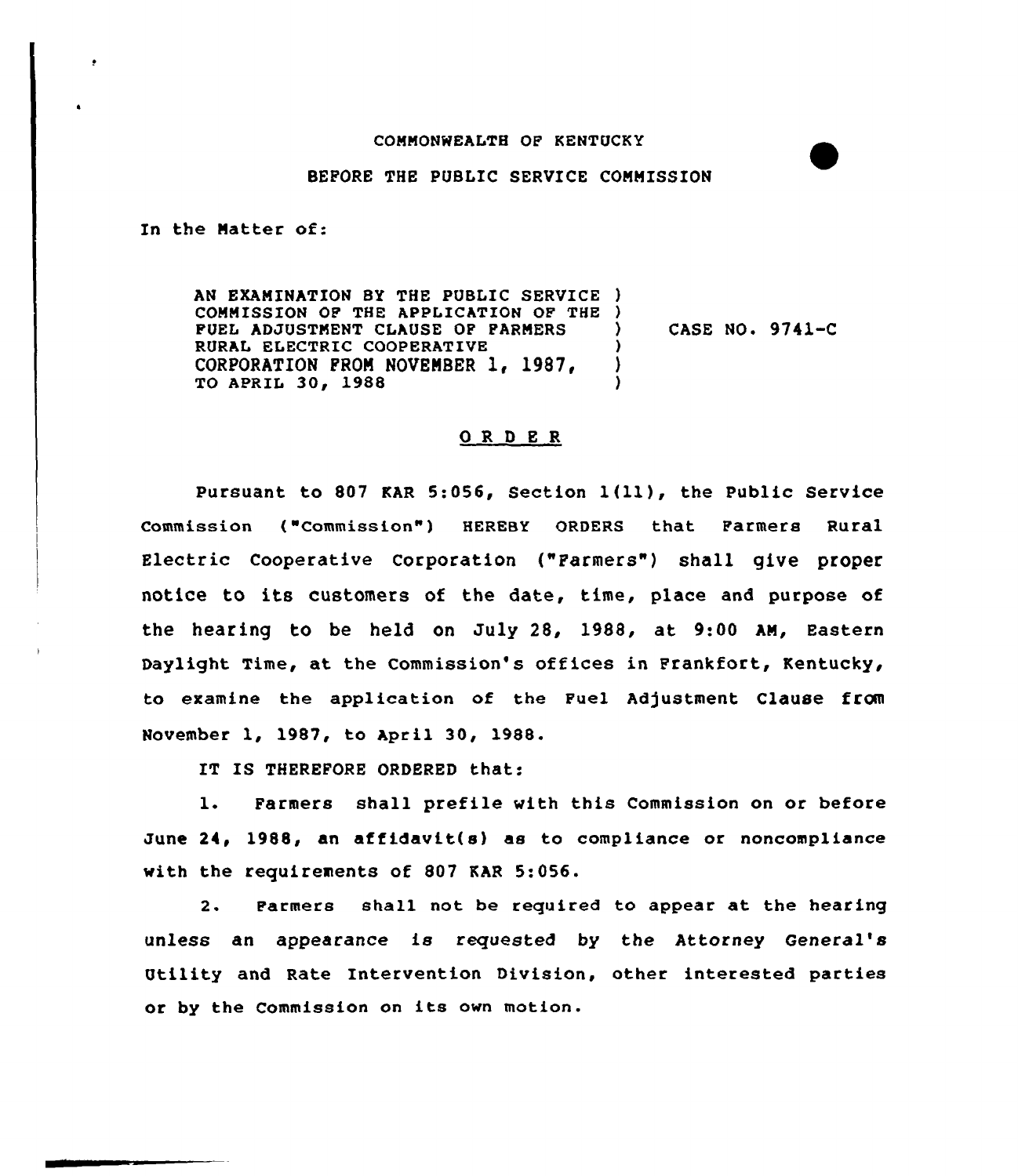COMMONWEALTH OF KENTUCKY

BEFORE THE PUBLIC SERVICE COMMISSION

In the Matter of:

| | | |
|---|---|---|
| AN EXAMINATION BY THE PUBLIC SERVICE COMMISSION OF THE APPLICATION OF THE FUEL ADJUSTMENT CLAUSE OF FARMERS RURAL ELECTRIC COOPERATIVE CORPORATION FROM NOVEMBER 1, 1987, TO APRIL 30, 1988 | ) | CASE NO. 9741-C |

## O R D E R

Pursuant to 807 KAR 5:056, Section 1(11), the Public Service Commission ("Commission") HEREBY ORDERS that Farmers Rural Electric Cooperative Corporation ("Farmers") shall give proper notice to its customers of the date, time, place and purpose of the hearing to be held on July 28, 1988, at 9:00 AM, Eastern Daylight Time, at the Commission's offices in Frankfort, Kentucky, to examine the application of the Fuel Adjustment Clause from November 1, 1987, to April 30, 1988.

IT IS THEREFORE ORDERED that:

1. Farmers shall prefile with this Commission on or before June 24, 1988, an affidavit(s) as to compliance or noncompliance with the requirements of 807 KAR 5:056.

2. Farmers shall not be required to appear at the hearing unless an appearance is requested by the Attorney General's Utility and Rate Intervention Division, other interested parties or by the Commission on its own motion.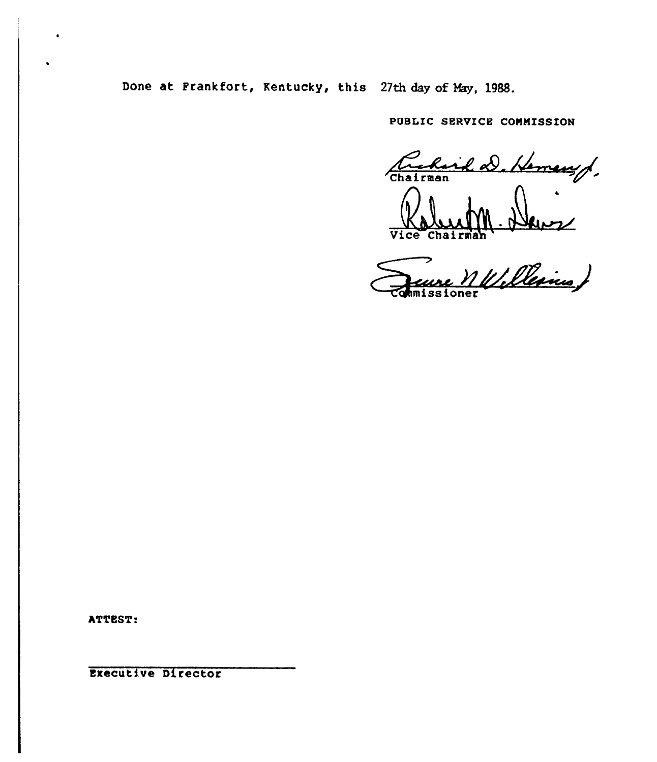Done at Frankfort, Kentucky, this 27th day of May, 1988.

PUBLIC SERVICE COMMISSION

Chairman

Vice Chairman

Commissioner

ATTEST:

Executive Director